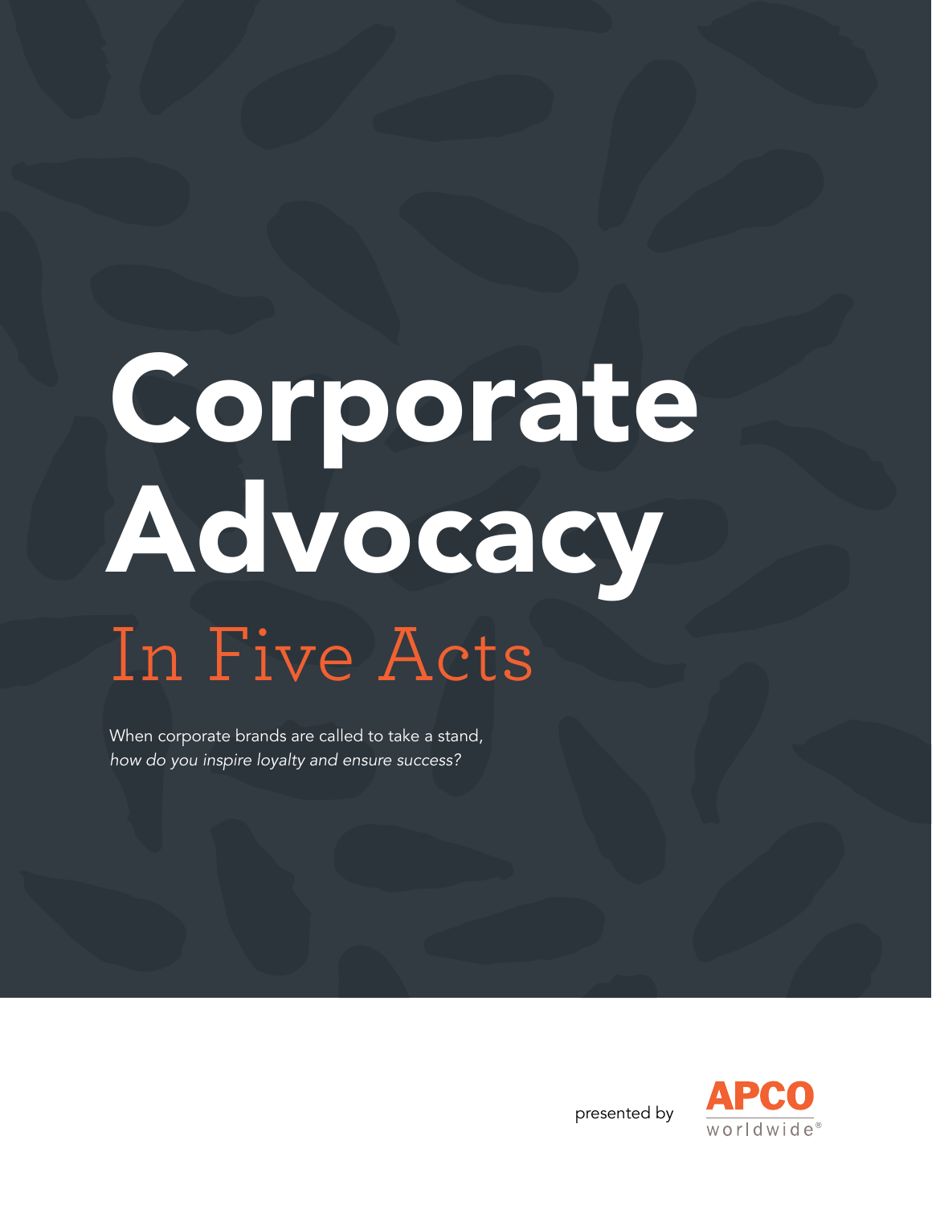# Corporate Advocacy

## In Five Acts

When corporate brands are called to take a stand, *how do you inspire loyalty and ensure success?*

presented by APCO worldwide®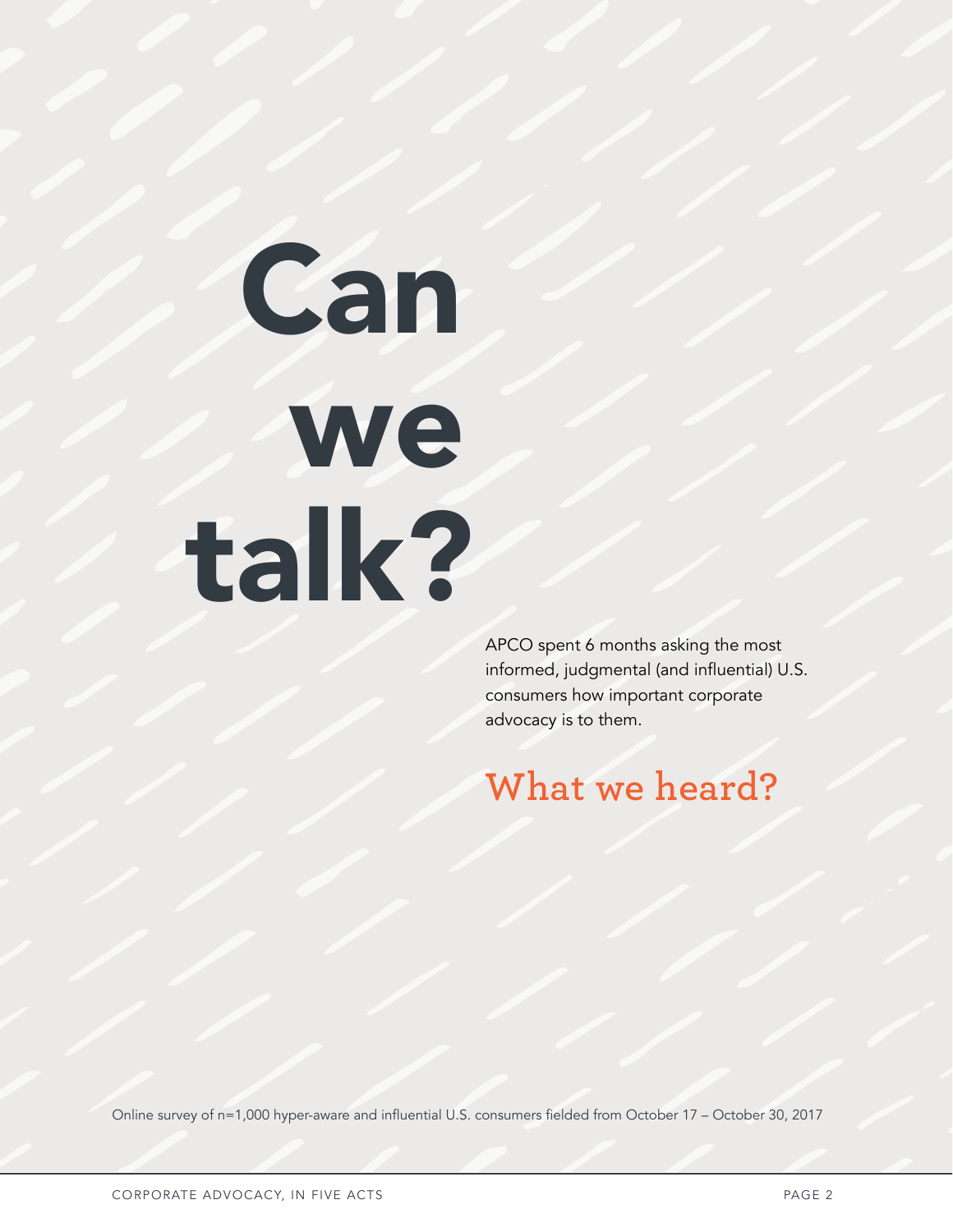# Can we talk?

APCO spent 6 months asking the most informed, judgmental (and influential) U.S. consumers how important corporate advocacy is to them.

## What we heard?

Online survey of n=1,000 hyper-aware and influential U.S. consumers fielded from October 17 – October 30, 2017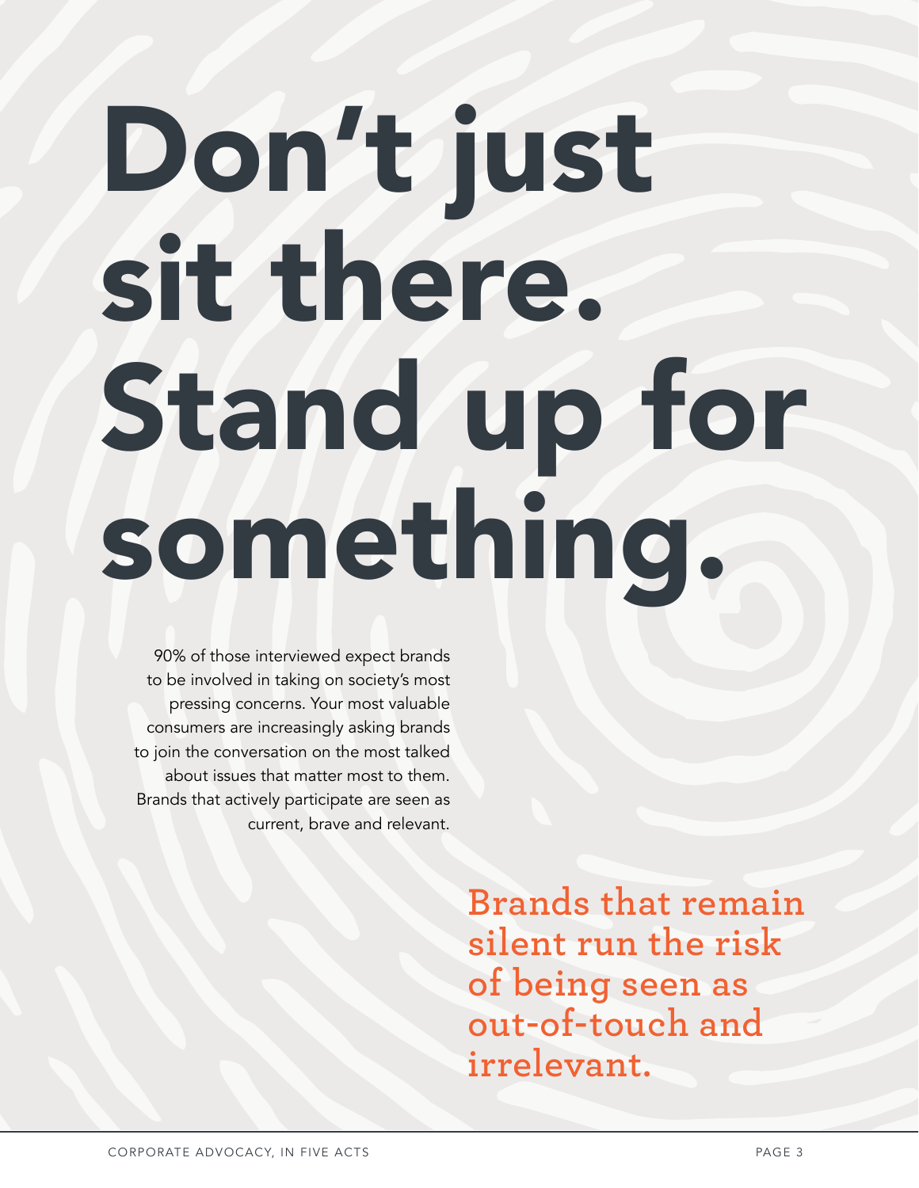# Don't just sit there. Stand up for something.

90% of those interviewed expect brands to be involved in taking on society's most pressing concerns. Your most valuable consumers are increasingly asking brands to join the conversation on the most talked about issues that matter most to them. Brands that actively participate are seen as current, brave and relevant.

**Brands that remain silent run the risk of being seen as out-of-touch and irrelevant.**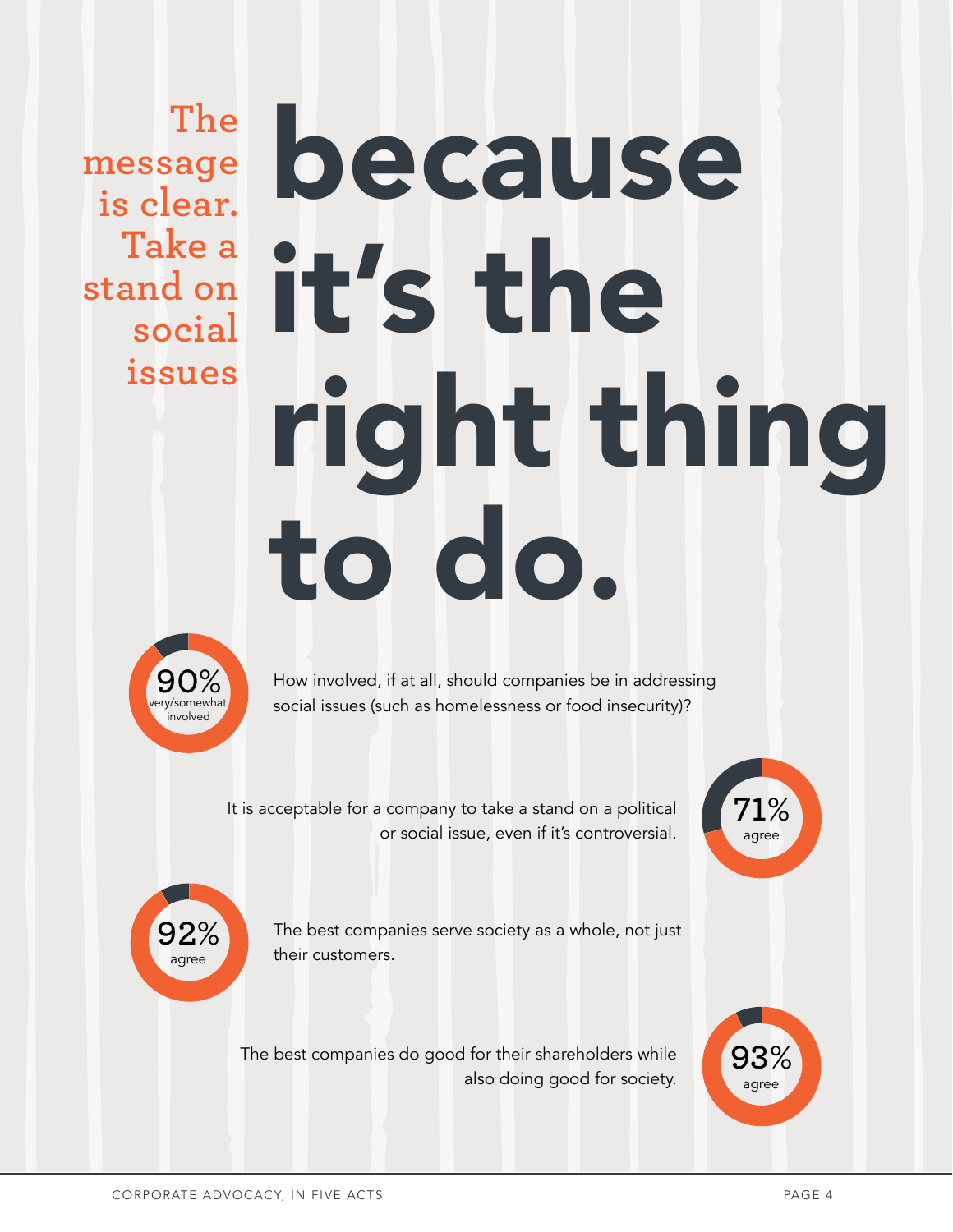The message is clear. Take a stand on social issues

# because it's the right thing to do.

**90%** very/somewhat involved

How involved, if at all, should companies be in addressing social issues (such as homelessness or food insecurity)?

**71%** agree

It is acceptable for a company to take a stand on a political or social issue, even if it's controversial.

**92%** agree

The best companies serve society as a whole, not just their customers.

**93%** agree

The best companies do good for their shareholders while also doing good for society.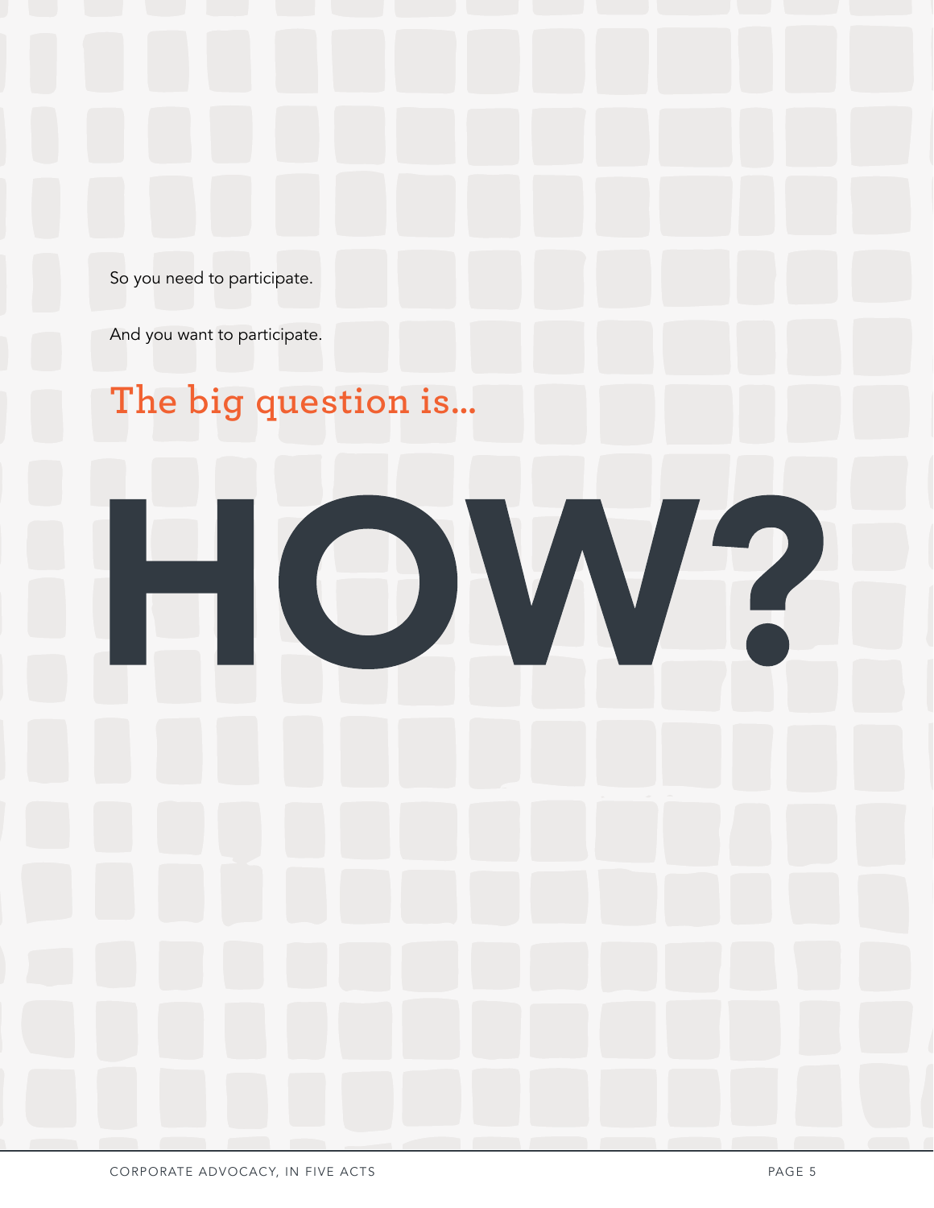So you need to participate.

And you want to participate.

## The big question is...

# HOW?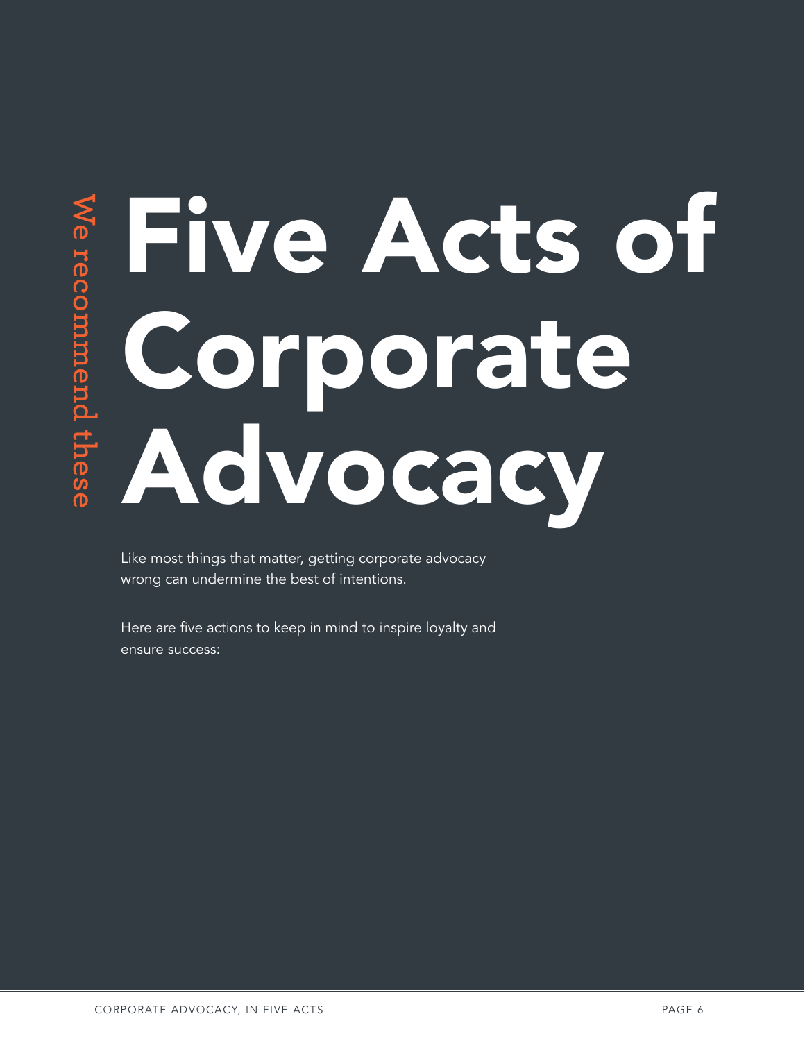We recommend these

# Five Acts of Corporate Advocacy

Like most things that matter, getting corporate advocacy wrong can undermine the best of intentions.

Here are five actions to keep in mind to inspire loyalty and ensure success: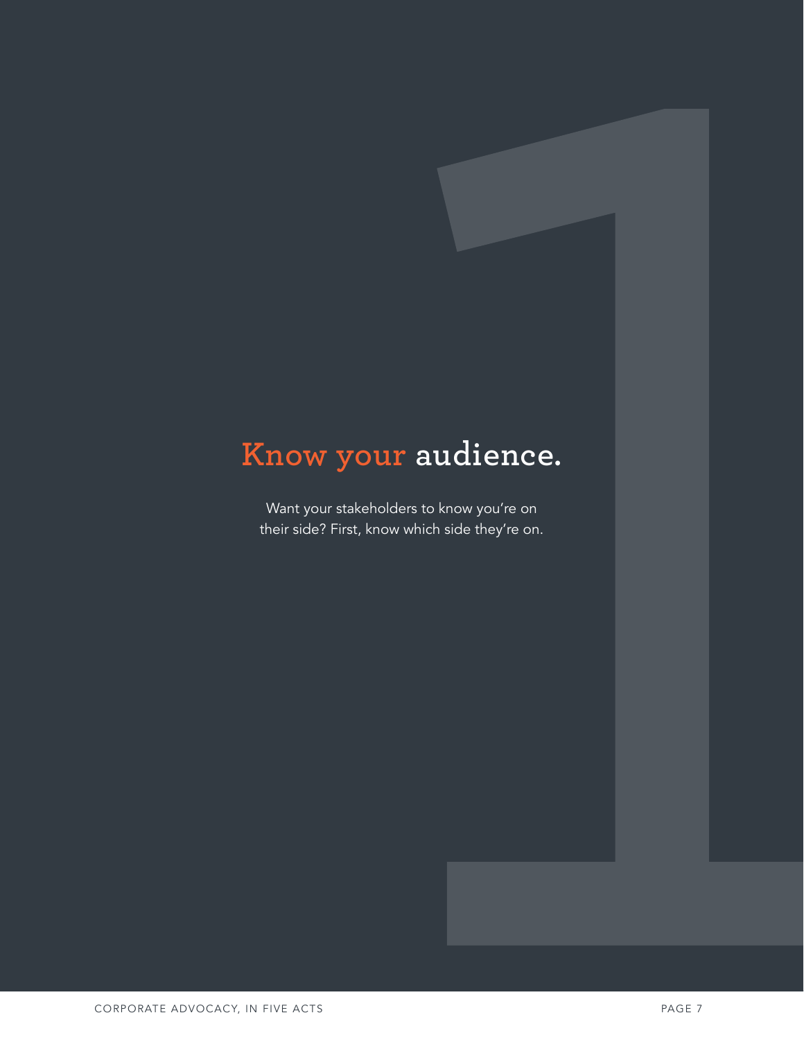# Know your audience.

Want your stakeholders to know you're on their side? First, know which side they're on.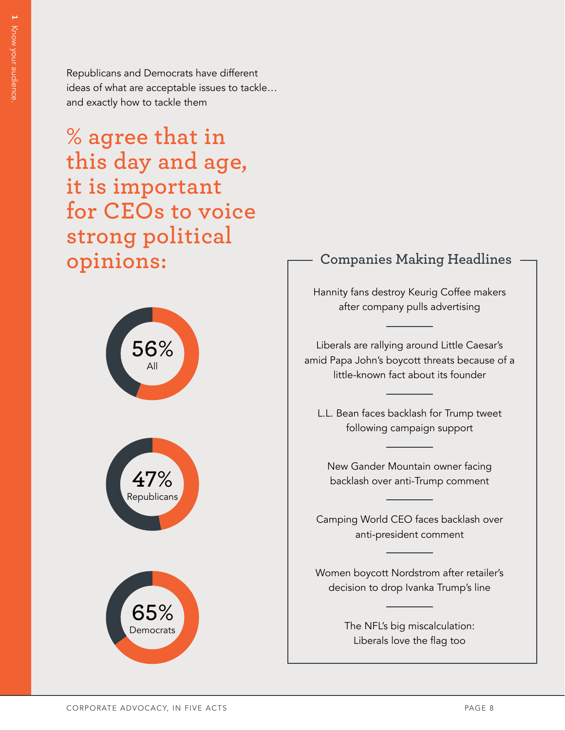Republicans and Democrats have different ideas of what are acceptable issues to tackle… and exactly how to tackle them

## % agree that in this day and age, it is important for CEOs to voice strong political opinions:

56%
All

47%
Republicans

65%
Democrats

### Companies Making Headlines

Hannity fans destroy Keurig Coffee makers after company pulls advertising

---

Liberals are rallying around Little Caesar's amid Papa John's boycott threats because of a little-known fact about its founder

---

L.L. Bean faces backlash for Trump tweet following campaign support

---

New Gander Mountain owner facing backlash over anti-Trump comment

---

Camping World CEO faces backlash over anti-president comment

---

Women boycott Nordstrom after retailer's decision to drop Ivanka Trump's line

---

The NFL's big miscalculation: Liberals love the flag too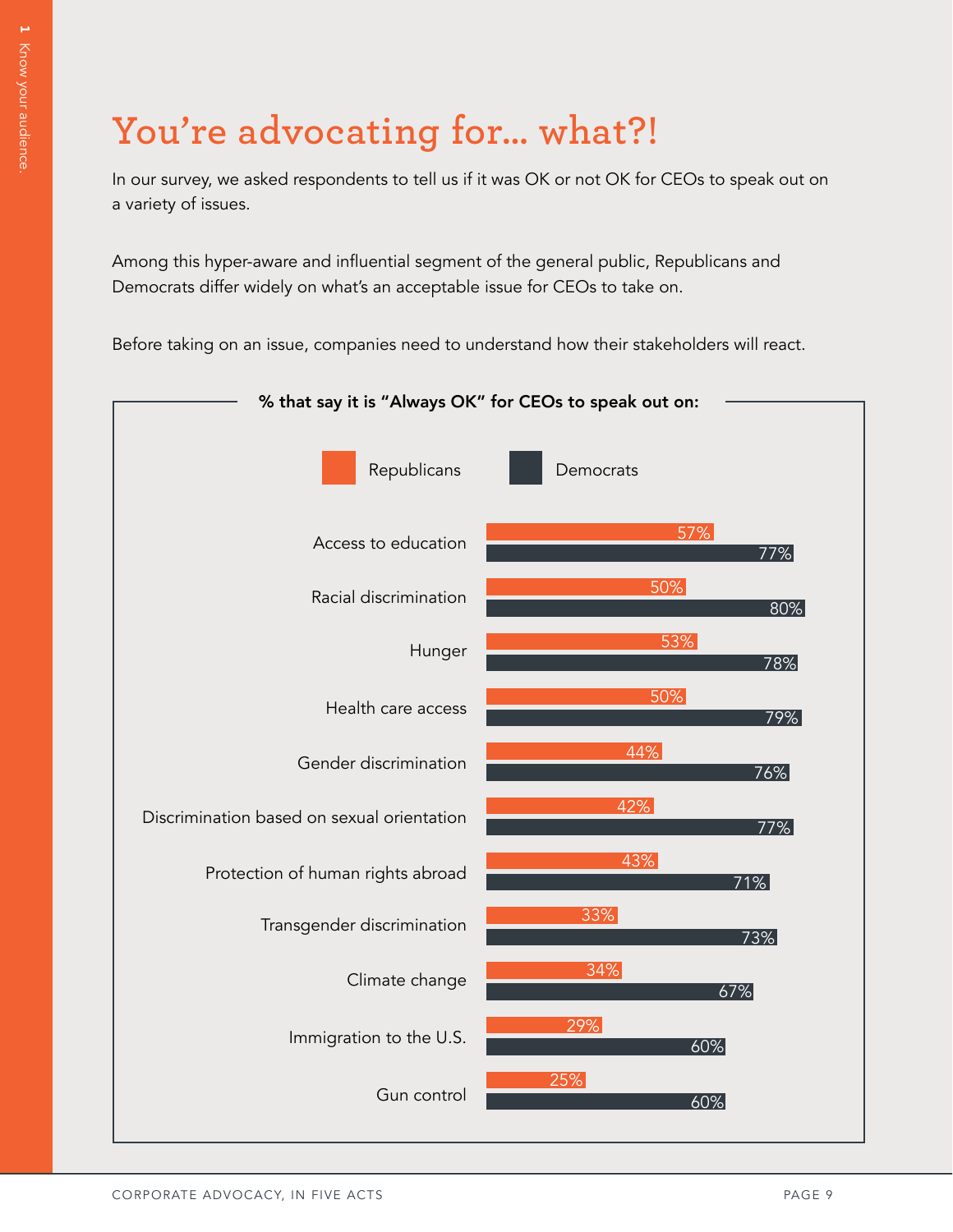# You're advocating for... what?!

In our survey, we asked respondents to tell us if it was OK or not OK for CEOs to speak out on a variety of issues.

Among this hyper-aware and influential segment of the general public, Republicans and Democrats differ widely on what's an acceptable issue for CEOs to take on.

Before taking on an issue, companies need to understand how their stakeholders will react.

**% that say it is "Always OK" for CEOs to speak out on:**

| Issue | Republicans | Democrats |
|---|---|---|
| Access to education | 57% | 77% |
| Racial discrimination | 50% | 80% |
| Hunger | 53% | 78% |
| Health care access | 50% | 79% |
| Gender discrimination | 44% | 76% |
| Discrimination based on sexual orientation | 42% | 77% |
| Protection of human rights abroad | 43% | 71% |
| Transgender discrimination | 33% | 73% |
| Climate change | 34% | 67% |
| Immigration to the U.S. | 29% | 60% |
| Gun control | 25% | 60% |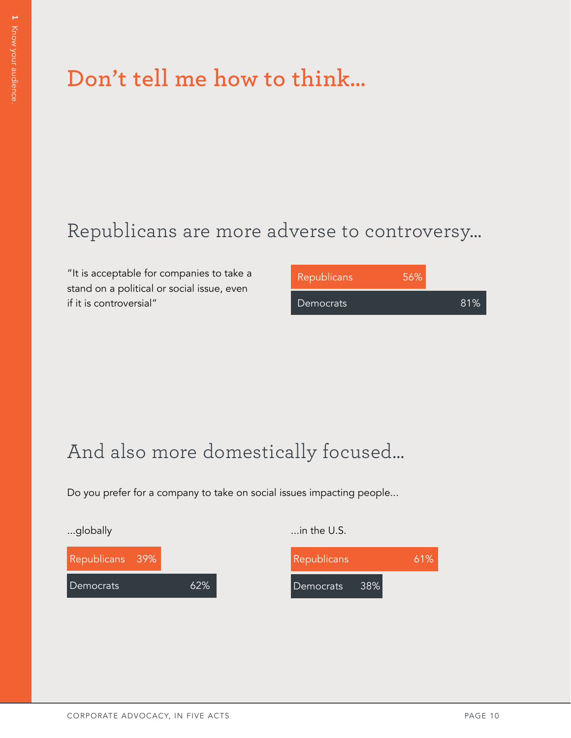# Don't tell me how to think...

## Republicans are more adverse to controversy...

"It is acceptable for companies to take a stand on a political or social issue, even if it is controversial"

| Party | % |
| --- | --- |
| Republicans | 56% |
| Democrats | 81% |

## And also more domestically focused...

Do you prefer for a company to take on social issues impacting people...

| Party | ...globally | ...in the U.S. |
| --- | --- | --- |
| Republicans | 39% | 61% |
| Democrats | 62% | 38% |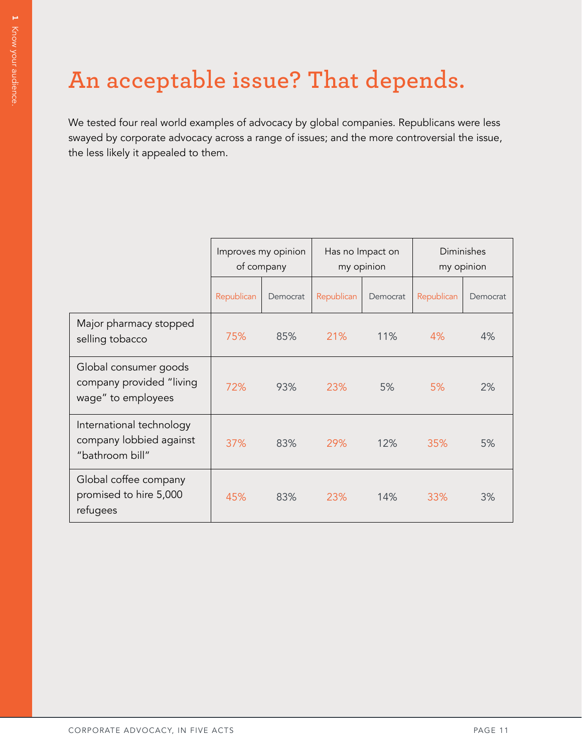# An acceptable issue? That depends.

We tested four real world examples of advocacy by global companies. Republicans were less swayed by corporate advocacy across a range of issues; and the more controversial the issue, the less likely it appealed to them.

| | Improves my opinion of company | | Has no Impact on my opinion | | Diminishes my opinion | |
|---|---|---|---|---|---|---|
| | Republican | Democrat | Republican | Democrat | Republican | Democrat |
| Major pharmacy stopped selling tobacco | 75% | 85% | 21% | 11% | 4% | 4% |
| Global consumer goods company provided "living wage" to employees | 72% | 93% | 23% | 5% | 5% | 2% |
| International technology company lobbied against "bathroom bill" | 37% | 83% | 29% | 12% | 35% | 5% |
| Global coffee company promised to hire 5,000 refugees | 45% | 83% | 23% | 14% | 33% | 3% |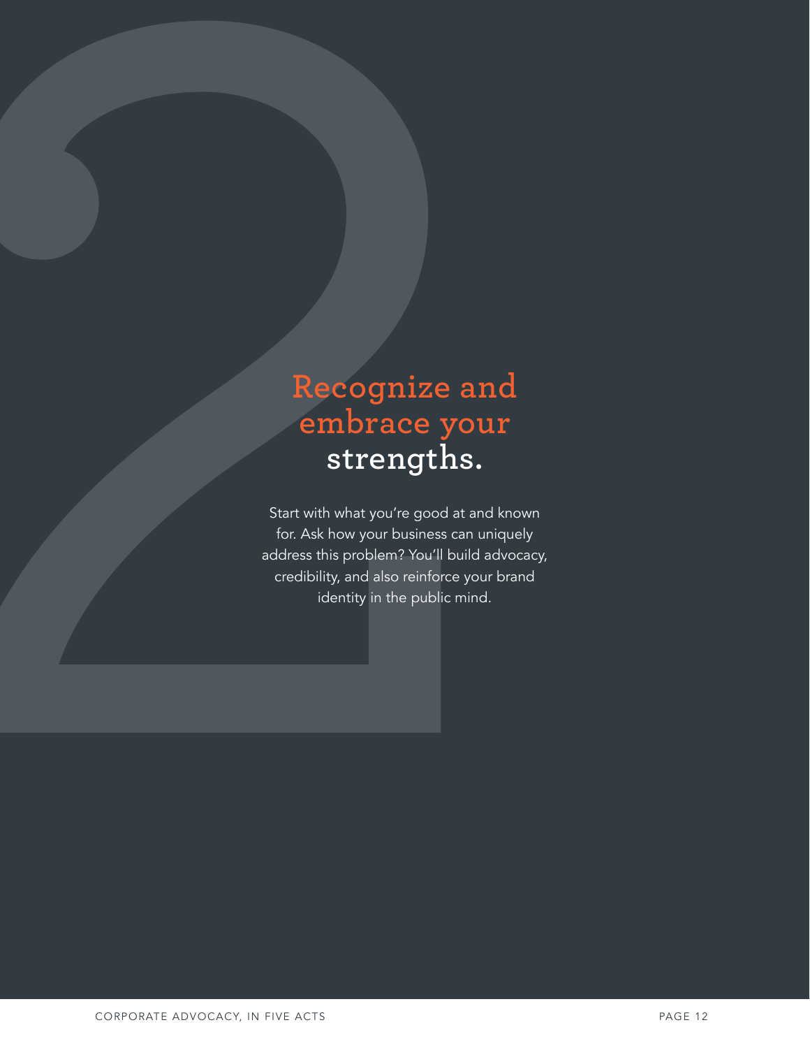# Recognize and embrace your strengths.

Start with what you're good at and known for. Ask how your business can uniquely address this problem? You'll build advocacy, credibility, and also reinforce your brand identity in the public mind.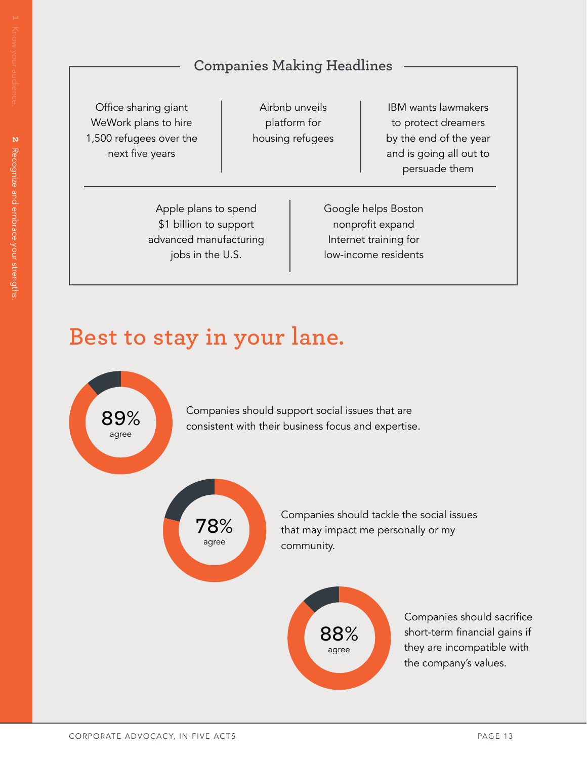## Companies Making Headlines

Office sharing giant WeWork plans to hire 1,500 refugees over the next five years

Airbnb unveils platform for housing refugees

IBM wants lawmakers to protect dreamers by the end of the year and is going all out to persuade them

Apple plans to spend $1 billion to support advanced manufacturing jobs in the U.S.

Google helps Boston nonprofit expand Internet training for low-income residents

# Best to stay in your lane.

**89%** agree

Companies should support social issues that are consistent with their business focus and expertise.

**78%** agree

Companies should tackle the social issues that may impact me personally or my community.

**88%** agree

Companies should sacrifice short-term financial gains if they are incompatible with the company's values.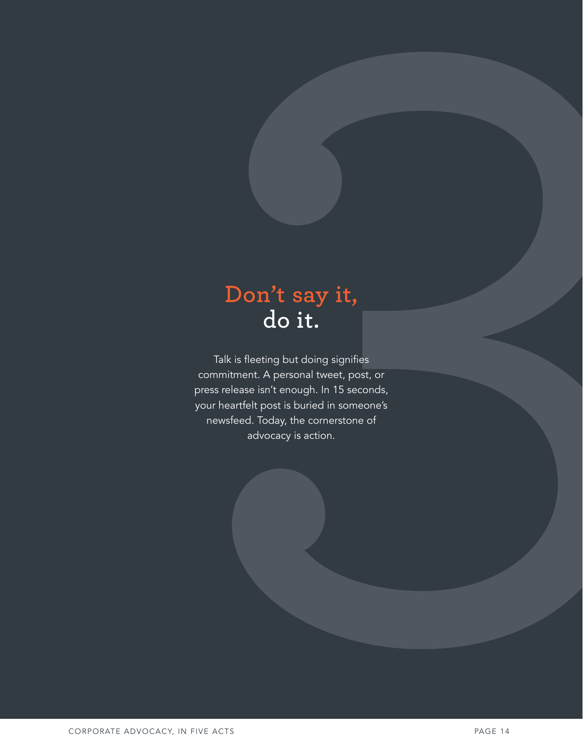# Don't say it, do it.

Talk is fleeting but doing signifies commitment. A personal tweet, post, or press release isn't enough. In 15 seconds, your heartfelt post is buried in someone's newsfeed. Today, the cornerstone of advocacy is action.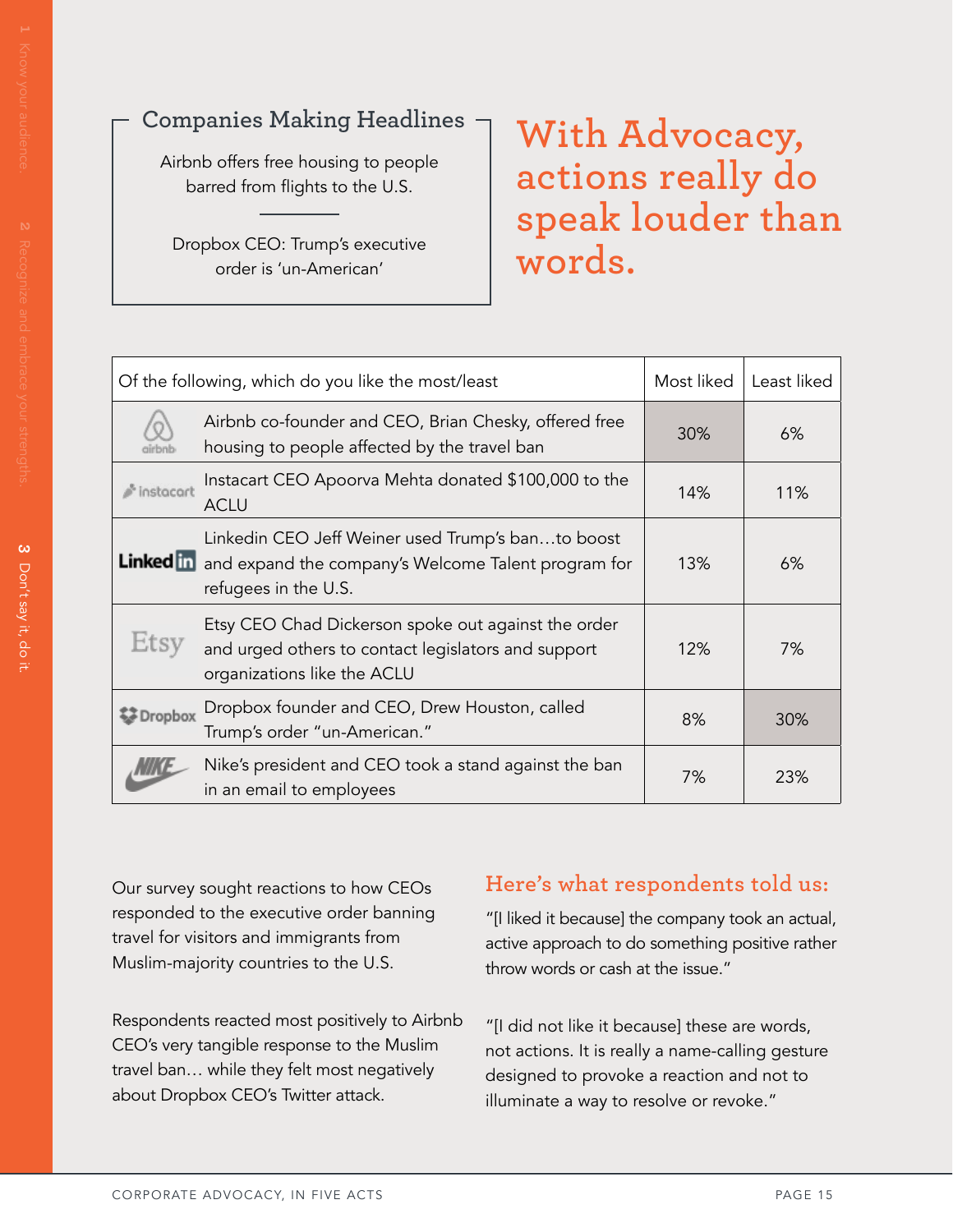### Companies Making Headlines

Airbnb offers free housing to people barred from flights to the U.S.

---

Dropbox CEO: Trump's executive order is 'un-American'

# With Advocacy, actions really do speak louder than words.

| Of the following, which do you like the most/least | Most liked | Least liked |
|---|---|---|
| Airbnb co-founder and CEO, Brian Chesky, offered free housing to people affected by the travel ban | 30% | 6% |
| Instacart CEO Apoorva Mehta donated $100,000 to the ACLU | 14% | 11% |
| Linkedin CEO Jeff Weiner used Trump's ban…to boost and expand the company's Welcome Talent program for refugees in the U.S. | 13% | 6% |
| Etsy CEO Chad Dickerson spoke out against the order and urged others to contact legislators and support organizations like the ACLU | 12% | 7% |
| Dropbox founder and CEO, Drew Houston, called Trump's order "un-American." | 8% | 30% |
| Nike's president and CEO took a stand against the ban in an email to employees | 7% | 23% |

Our survey sought reactions to how CEOs responded to the executive order banning travel for visitors and immigrants from Muslim-majority countries to the U.S.

Respondents reacted most positively to Airbnb CEO's very tangible response to the Muslim travel ban… while they felt most negatively about Dropbox CEO's Twitter attack.

### Here's what respondents told us:

"[I liked it because] the company took an actual, active approach to do something positive rather throw words or cash at the issue."

"[I did not like it because] these are words, not actions. It is really a name-calling gesture designed to provoke a reaction and not to illuminate a way to resolve or revoke."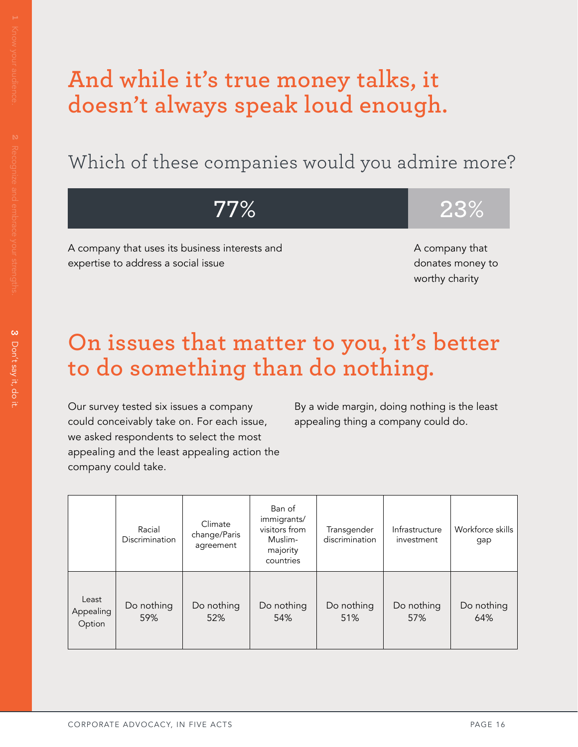# And while it's true money talks, it doesn't always speak loud enough.

## Which of these companies would you admire more?

| 77% | 23% |
| --- | --- |
| A company that uses its business interests and expertise to address a social issue | A company that donates money to worthy charity |

# On issues that matter to you, it's better to do something than do nothing.

Our survey tested six issues a company could conceivably take on. For each issue, we asked respondents to select the most appealing and the least appealing action the company could take.

By a wide margin, doing nothing is the least appealing thing a company could do.

| | Racial Discrimination | Climate change/Paris agreement | Ban of immigrants/ visitors from Muslim-majority countries | Transgender discrimination | Infrastructure investment | Workforce skills gap |
| --- | --- | --- | --- | --- | --- | --- |
| Least Appealing Option | Do nothing 59% | Do nothing 52% | Do nothing 54% | Do nothing 51% | Do nothing 57% | Do nothing 64% |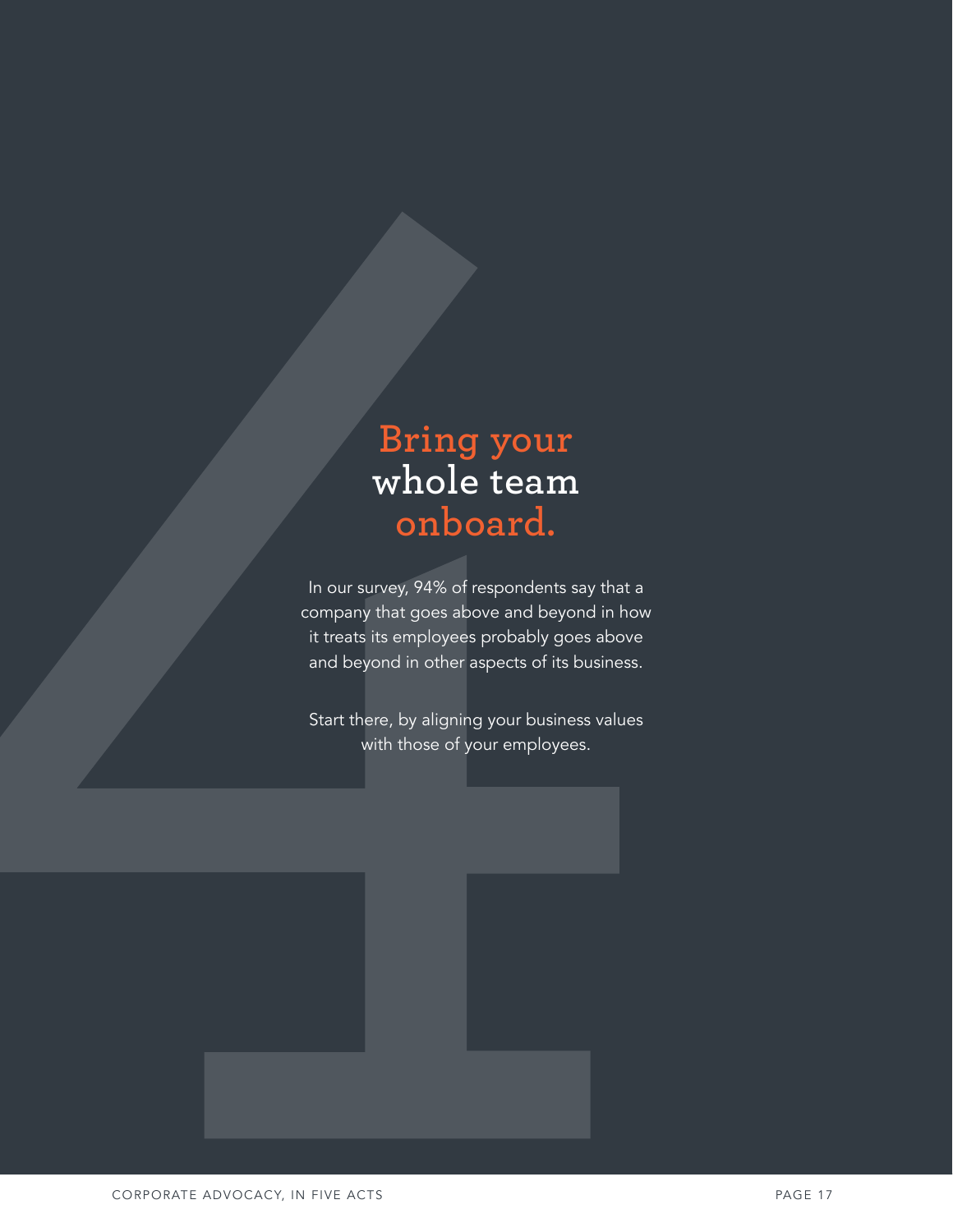# Bring your whole team onboard.

In our survey, 94% of respondents say that a company that goes above and beyond in how it treats its employees probably goes above and beyond in other aspects of its business.

Start there, by aligning your business values with those of your employees.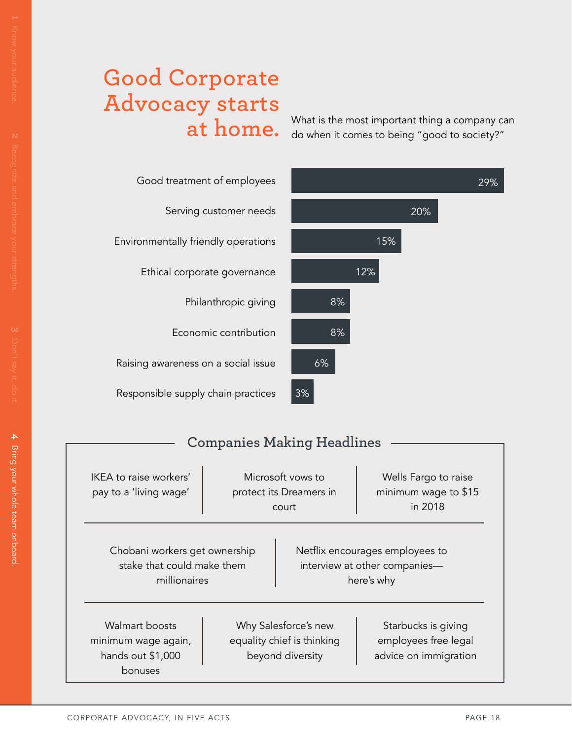# Good Corporate Advocacy starts at home.

What is the most important thing a company can do when it comes to being "good to society?"

| Response | Percentage |
| --- | --- |
| Good treatment of employees | 29% |
| Serving customer needs | 20% |
| Environmentally friendly operations | 15% |
| Ethical corporate governance | 12% |
| Philanthropic giving | 8% |
| Economic contribution | 8% |
| Raising awareness on a social issue | 6% |
| Responsible supply chain practices | 3% |

## Companies Making Headlines

- IKEA to raise workers' pay to a 'living wage'
- Microsoft vows to protect its Dreamers in court
- Wells Fargo to raise minimum wage to $15 in 2018
- Chobani workers get ownership stake that could make them millionaires
- Netflix encourages employees to interview at other companies—here's why
- Walmart boosts minimum wage again, hands out $1,000 bonuses
- Why Salesforce's new equality chief is thinking beyond diversity
- Starbucks is giving employees free legal advice on immigration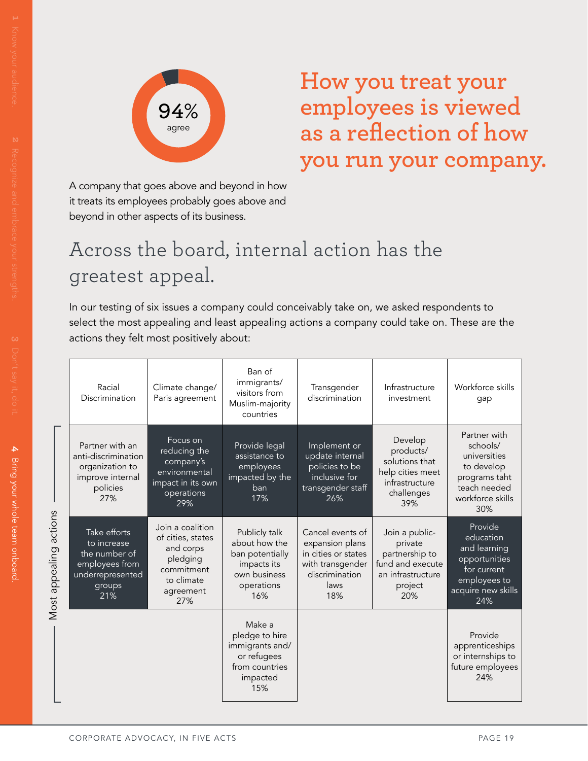94% agree

# How you treat your employees is viewed as a reflection of how you run your company.

A company that goes above and beyond in how it treats its employees probably goes above and beyond in other aspects of its business.

## Across the board, internal action has the greatest appeal.

In our testing of six issues a company could conceivably take on, we asked respondents to select the most appealing and least appealing actions a company could take on. These are the actions they felt most positively about:

**Most appealing actions**

| Racial Discrimination | Climate change/ Paris agreement | Ban of immigrants/ visitors from Muslim-majority countries | Transgender discrimination | Infrastructure investment | Workforce skills gap |
|---|---|---|---|---|---|
| Partner with an anti-discrimination organization to improve internal policies 27% | Focus on reducing the company's environmental impact in its own operations 29% | Provide legal assistance to employees impacted by the ban 17% | Implement or update internal policies to be inclusive for transgender staff 26% | Develop products/ solutions that help cities meet infrastructure challenges 39% | Partner with schools/ universities to develop programs taht teach needed workforce skills 30% |
| Take efforts to increase the number of employees from underrepresented groups 21% | Join a coalition of cities, states and corps pledging commitment to climate agreement 27% | Publicly talk about how the ban potentially impacts its own business operations 16% | Cancel events of expansion plans in cities or states with transgender discrimination laws 18% | Join a public-private partnership to fund and execute an infrastructure project 20% | Provide education and learning opportunities for current employees to acquire new skills 24% |
| | | Make a pledge to hire immigrants and/ or refugees from countries impacted 15% | | | Provide apprenticeships or internships to future employees 24% |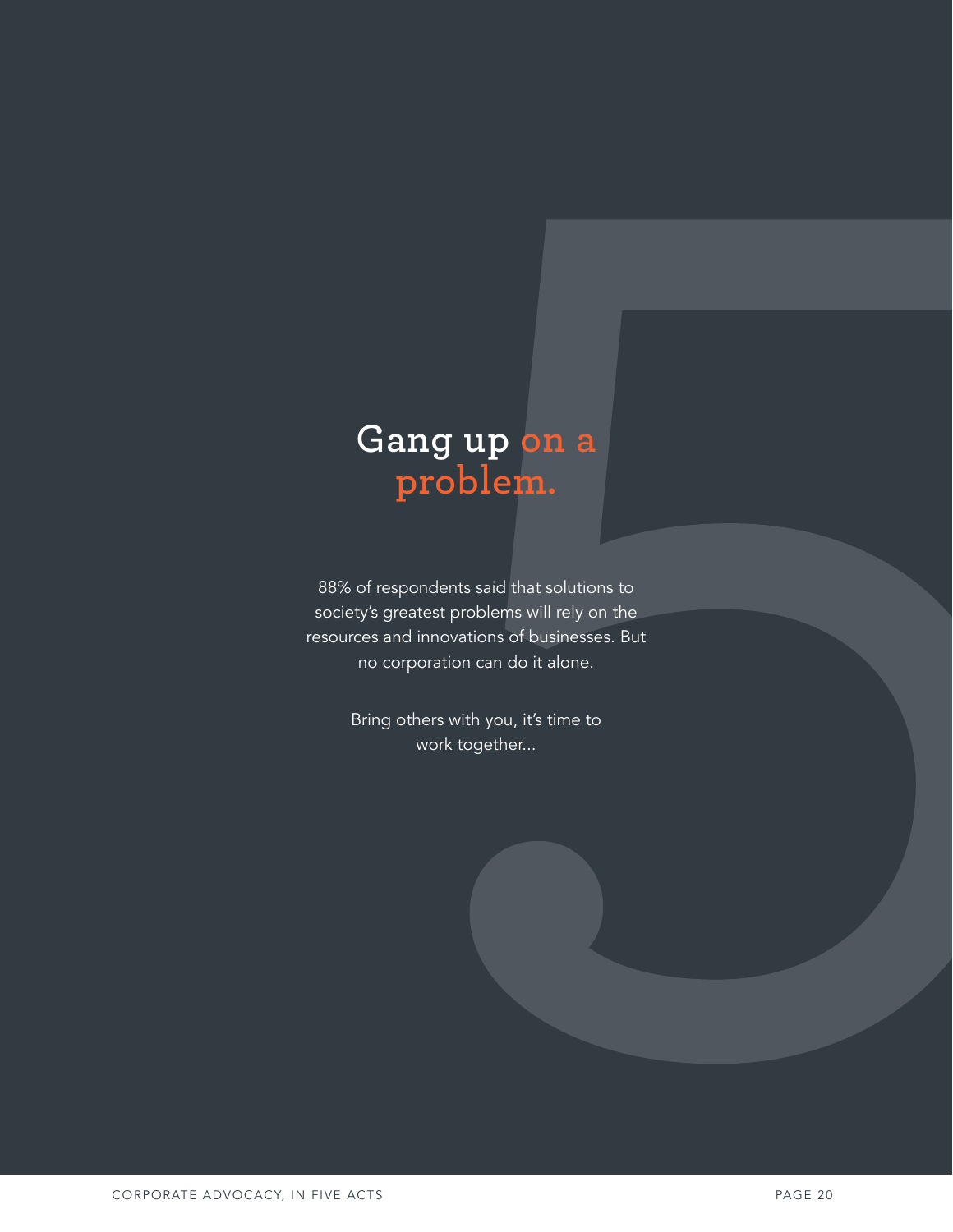# Gang up on a problem.

88% of respondents said that solutions to society's greatest problems will rely on the resources and innovations of businesses. But no corporation can do it alone.

Bring others with you, it's time to work together...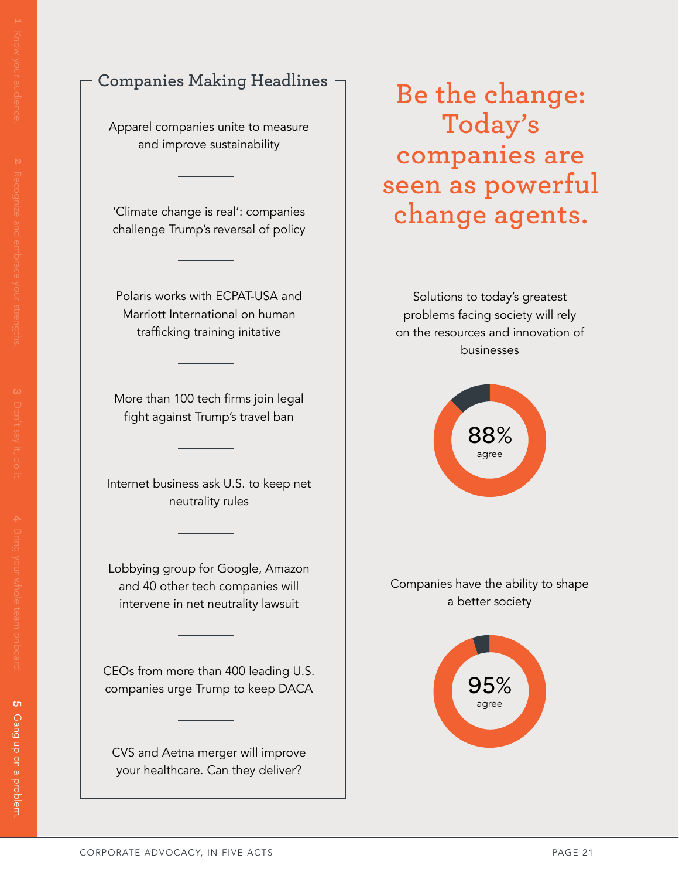## Companies Making Headlines

Apparel companies unite to measure and improve sustainability

'Climate change is real': companies challenge Trump's reversal of policy

Polaris works with ECPAT-USA and Marriott International on human trafficking training initative

More than 100 tech firms join legal fight against Trump's travel ban

Internet business ask U.S. to keep net neutrality rules

Lobbying group for Google, Amazon and 40 other tech companies will intervene in net neutrality lawsuit

CEOs from more than 400 leading U.S. companies urge Trump to keep DACA

CVS and Aetna merger will improve your healthcare. Can they deliver?

# Be the change: Today's companies are seen as powerful change agents.

Solutions to today's greatest problems facing society will rely on the resources and innovation of businesses

88% agree

Companies have the ability to shape a better society

95% agree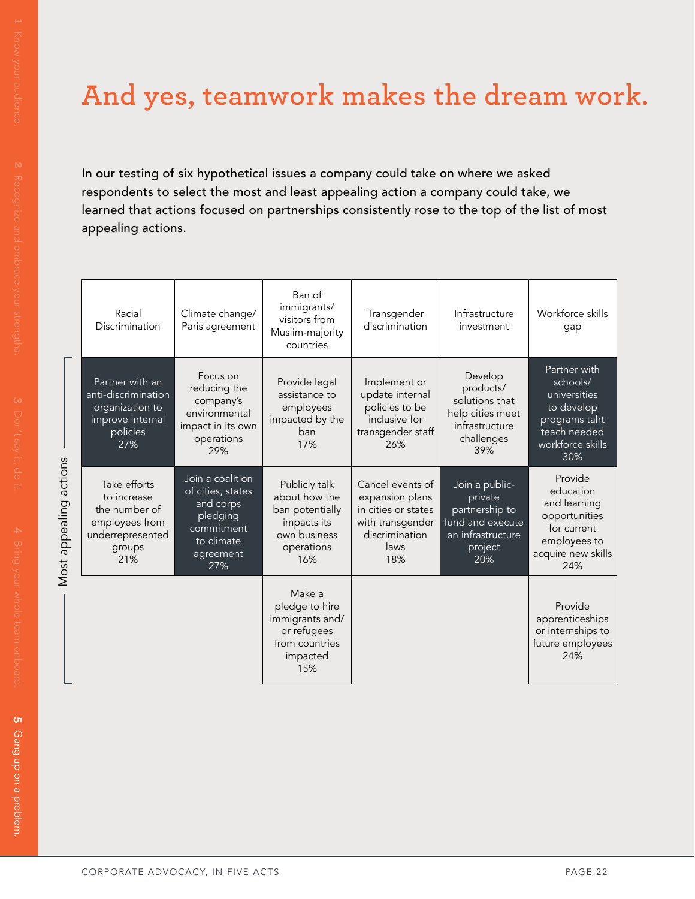# And yes, teamwork makes the dream work.

In our testing of six hypothetical issues a company could take on where we asked respondents to select the most and least appealing action a company could take, we learned that actions focused on partnerships consistently rose to the top of the list of most appealing actions.

| Racial Discrimination | Climate change/ Paris agreement | Ban of immigrants/ visitors from Muslim-majority countries | Transgender discrimination | Infrastructure investment | Workforce skills gap |
|---|---|---|---|---|---|
| Partner with an anti-discrimination organization to improve internal policies 27% | Focus on reducing the company's environmental impact in its own operations 29% | Provide legal assistance to employees impacted by the ban 17% | Implement or update internal policies to be inclusive for transgender staff 26% | Develop products/ solutions that help cities meet infrastructure challenges 39% | Partner with schools/ universities to develop programs taht teach needed workforce skills 30% |
| Take efforts to increase the number of employees from underrepresented groups 21% | Join a coalition of cities, states and corps pledging commitment to climate agreement 27% | Publicly talk about how the ban potentially impacts its own business operations 16% | Cancel events of expansion plans in cities or states with transgender discrimination laws 18% | Join a public-private partnership to fund and execute an infrastructure project 20% | Provide education and learning opportunities for current employees to acquire new skills 24% |
| | | Make a pledge to hire immigrants and/ or refugees from countries impacted 15% | | | Provide apprenticeships or internships to future employees 24% |

Most appealing actions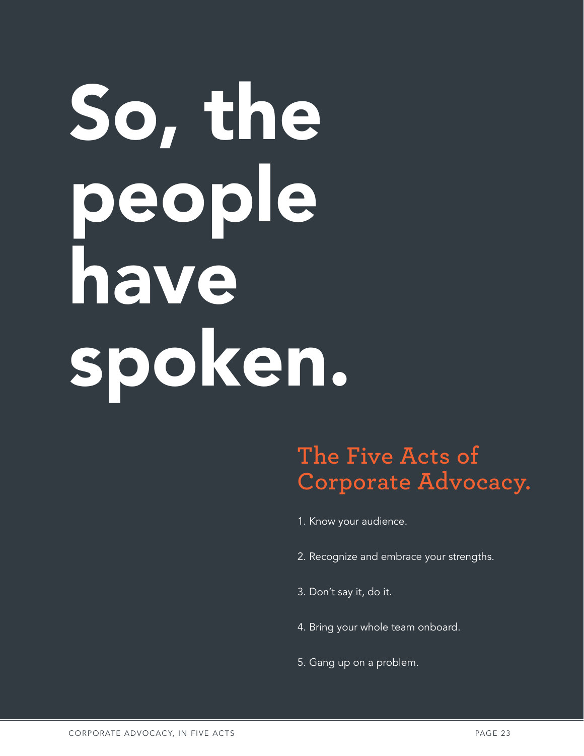# So, the people have spoken.

## The Five Acts of Corporate Advocacy.

1. Know your audience.
2. Recognize and embrace your strengths.
3. Don't say it, do it.
4. Bring your whole team onboard.
5. Gang up on a problem.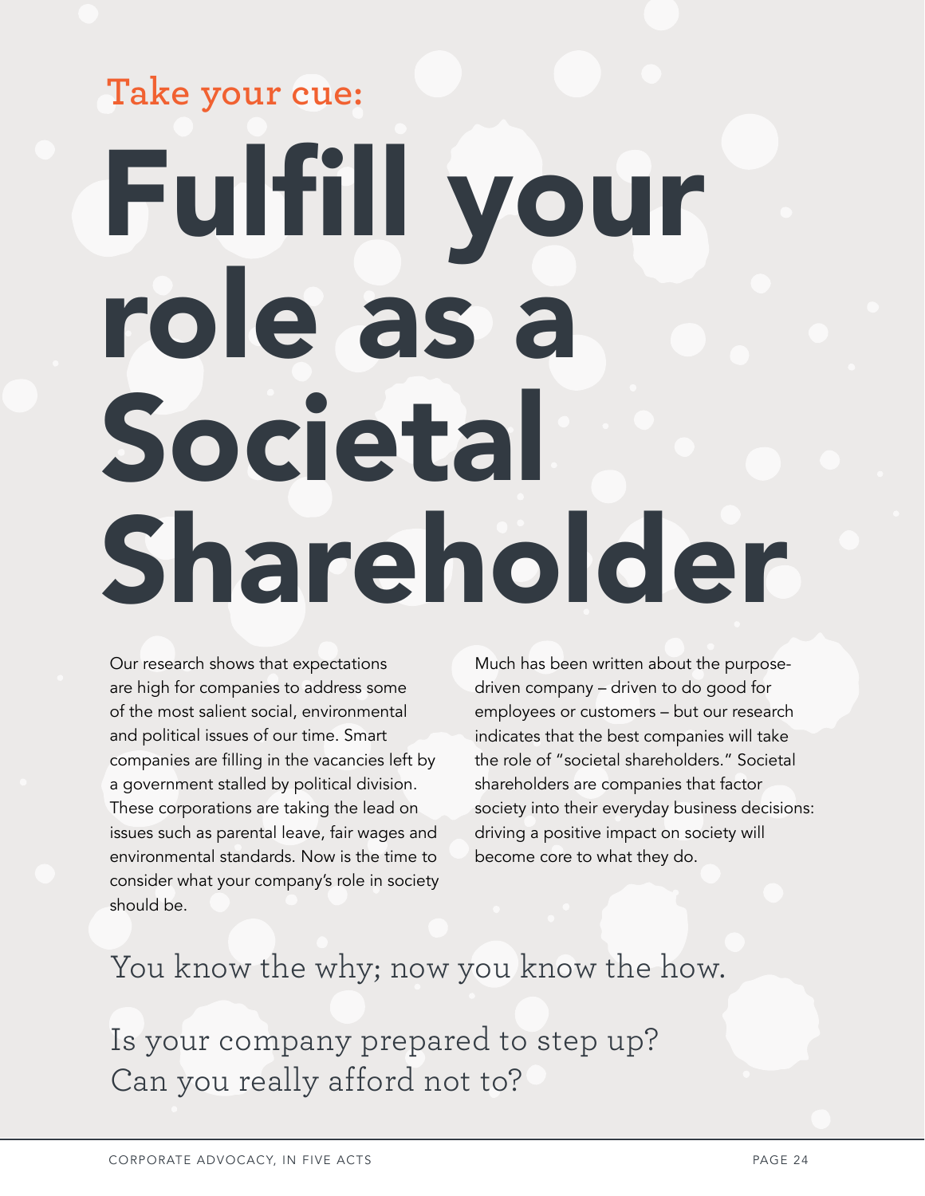Take your cue:

# Fulfill your role as a Societal Shareholder

Our research shows that expectations are high for companies to address some of the most salient social, environmental and political issues of our time. Smart companies are filling in the vacancies left by a government stalled by political division. These corporations are taking the lead on issues such as parental leave, fair wages and environmental standards. Now is the time to consider what your company's role in society should be.

Much has been written about the purpose-driven company – driven to do good for employees or customers – but our research indicates that the best companies will take the role of "societal shareholders." Societal shareholders are companies that factor society into their everyday business decisions: driving a positive impact on society will become core to what they do.

You know the why; now you know the how.

Is your company prepared to step up?
Can you really afford not to?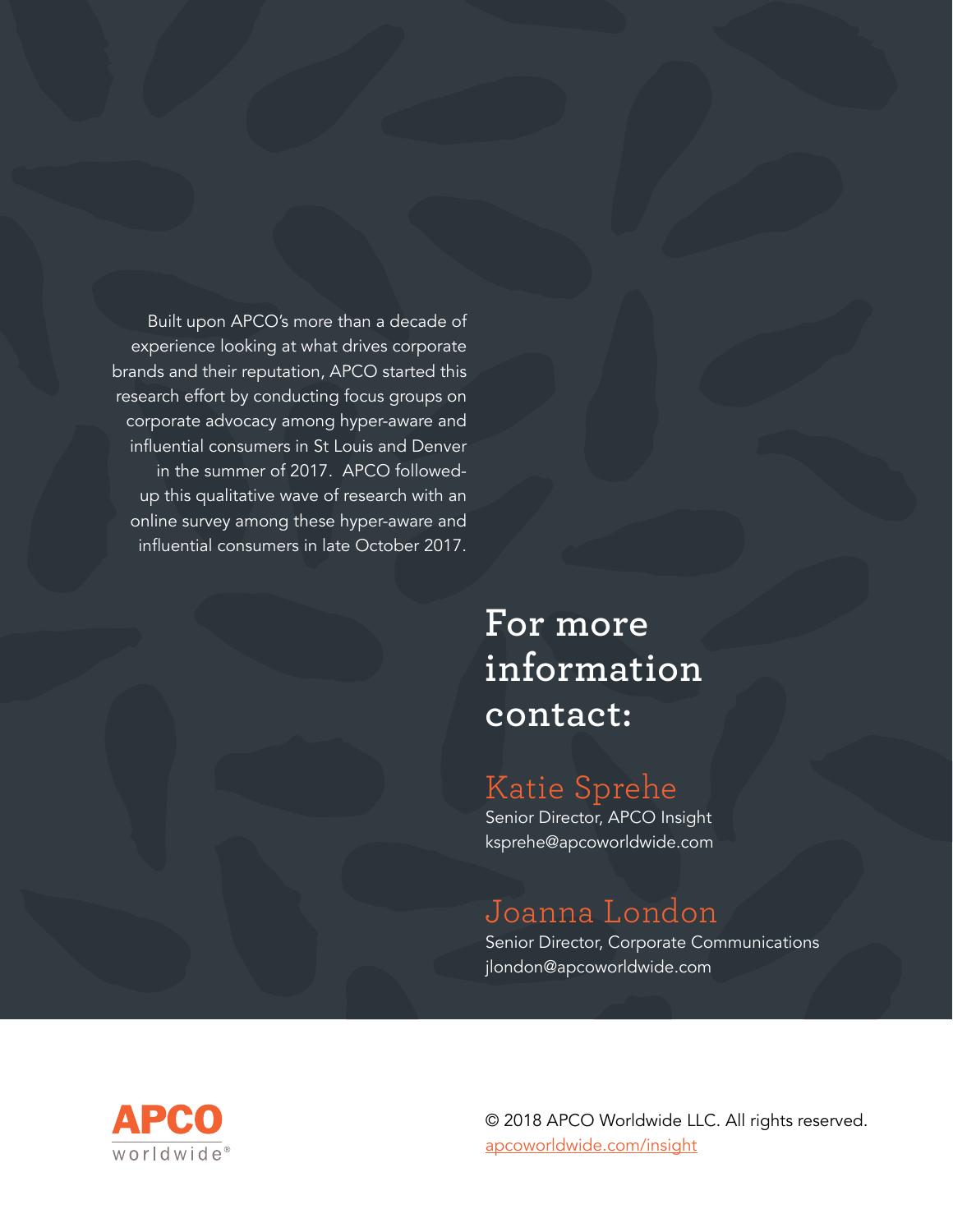Built upon APCO's more than a decade of experience looking at what drives corporate brands and their reputation, APCO started this research effort by conducting focus groups on corporate advocacy among hyper-aware and influential consumers in St Louis and Denver in the summer of 2017. APCO followed-up this qualitative wave of research with an online survey among these hyper-aware and influential consumers in late October 2017.

## For more information contact:

### Katie Sprehe

Senior Director, APCO Insight
ksprehe@apcoworldwide.com

### Joanna London

Senior Director, Corporate Communications
jlondon@apcoworldwide.com

APCO worldwide®

© 2018 APCO Worldwide LLC. All rights reserved.
apcoworldwide.com/insight